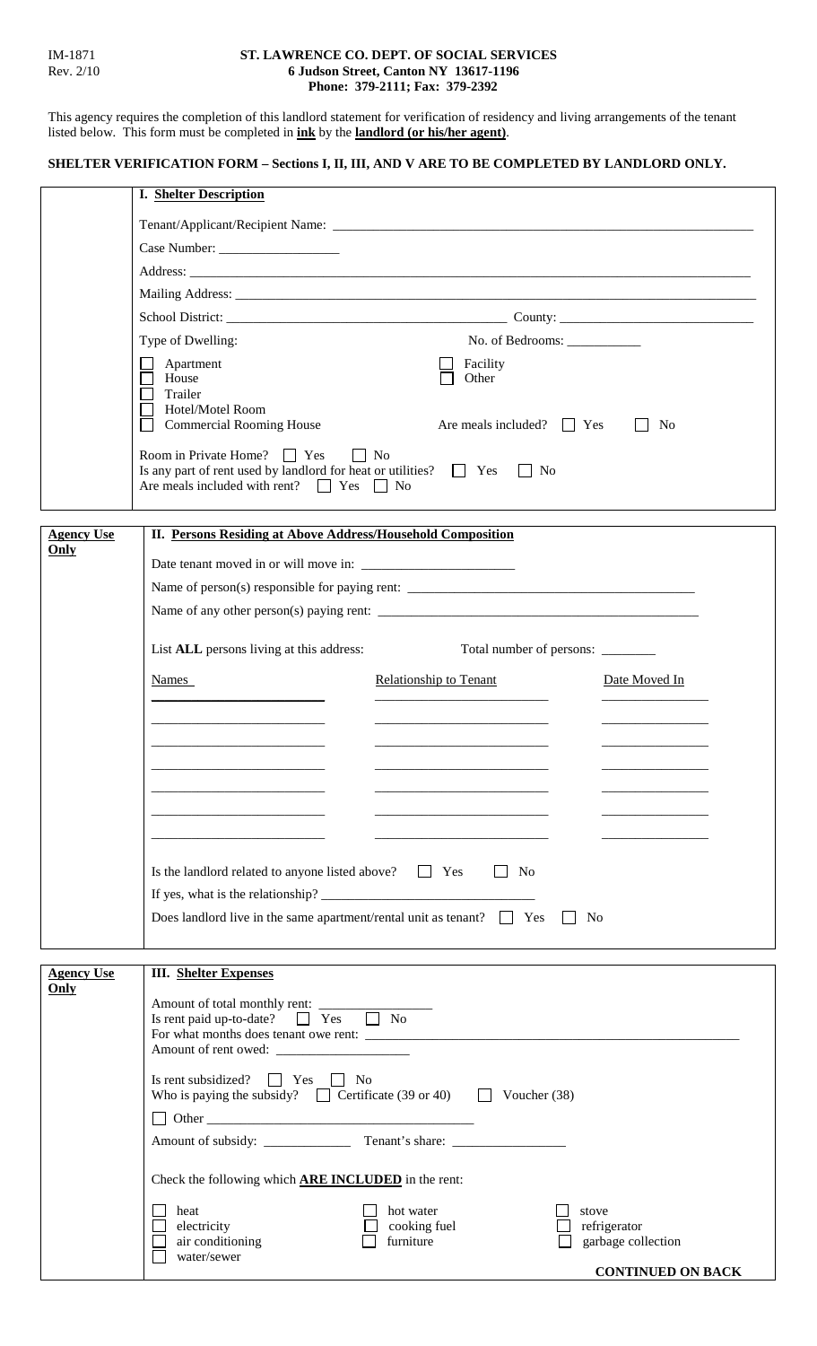IM-1871
Rev. 2/10

**ST. LAWRENCE CO. DEPT. OF SOCIAL SERVICES**
**6 Judson Street, Canton NY 13617-1196**
**Phone: 379-2111; Fax: 379-2392**

This agency requires the completion of this landlord statement for verification of residency and living arrangements of the tenant listed below. This form must be completed in **ink** by the **landlord (or his/her agent)**.

**SHELTER VERIFICATION FORM – Sections I, II, III, AND V ARE TO BE COMPLETED BY LANDLORD ONLY.**

## I. Shelter Description

Tenant/Applicant/Recipient Name: ______________________________

Case Number: ________________

Address: ______________________________

Mailing Address: ______________________________

School District: ______________________ County: ______________________

Type of Dwelling: No. of Bedrooms: __________

- ☐ Apartment
- ☐ House
- ☐ Trailer
- ☐ Hotel/Motel Room
- ☐ Commercial Rooming House
- ☐ Facility
- ☐ Other

Are meals included? ☐ Yes ☐ No

Room in Private Home? ☐ Yes ☐ No

Is any part of rent used by landlord for heat or utilities? ☐ Yes ☐ No

Are meals included with rent? ☐ Yes ☐ No

## II. Persons Residing at Above Address/Household Composition

**Agency Use Only**

Date tenant moved in or will move in: ____________________

Name of person(s) responsible for paying rent: ______________________________

Name of any other person(s) paying rent: ______________________________

List **ALL** persons living at this address: Total number of persons: ________

| Names | Relationship to Tenant | Date Moved In |
|---|---|---|
| | | |
| | | |
| | | |
| | | |
| | | |
| | | |
| | | |

Is the landlord related to anyone listed above? ☐ Yes ☐ No

If yes, what is the relationship? ______________________________

Does landlord live in the same apartment/rental unit as tenant? ☐ Yes ☐ No

## III. Shelter Expenses

**Agency Use Only**

Amount of total monthly rent: ________________

Is rent paid up-to-date? ☐ Yes ☐ No

For what months does tenant owe rent: ______________________________

Amount of rent owed: __________________

Is rent subsidized? ☐ Yes ☐ No

Who is paying the subsidy? ☐ Certificate (39 or 40) ☐ Voucher (38)

☐ Other ______________________________

Amount of subsidy: ____________ Tenant's share: ________________

Check the following which **ARE INCLUDED** in the rent:

- ☐ heat
- ☐ electricity
- ☐ air conditioning
- ☐ water/sewer
- ☐ hot water
- ☐ cooking fuel
- ☐ furniture
- ☐ stove
- ☐ refrigerator
- ☐ garbage collection

**CONTINUED ON BACK**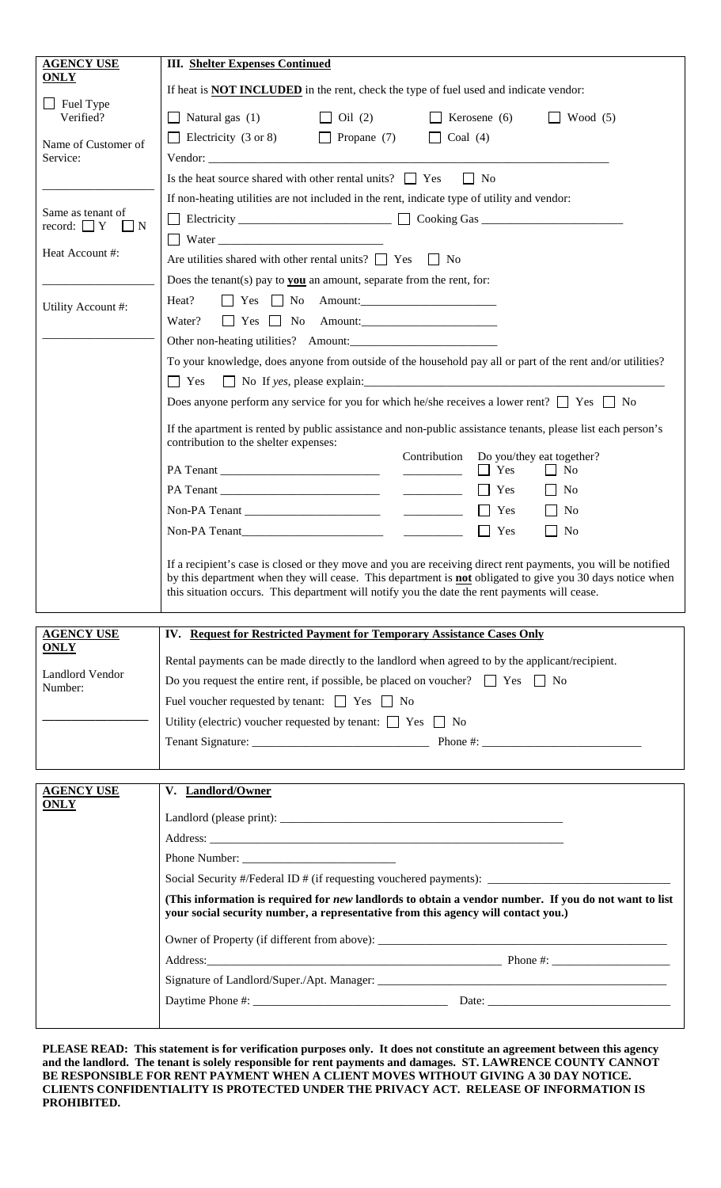| AGENCY USE ONLY | III. Shelter Expenses Continued |
|---|---|
| ☐ Fuel Type Verified? | If heat is **NOT INCLUDED** in the rent, check the type of fuel used and indicate vendor: |
| Name of Customer of Service: | ☐ Natural gas (1) ☐ Oil (2) ☐ Kerosene (6) ☐ Wood (5) |
| ___________ | ☐ Electricity (3 or 8) ☐ Propane (7) ☐ Coal (4) |
| Same as tenant of record: ☐ Y ☐ N | Vendor: ___________ |
| Heat Account #: | Is the heat source shared with other rental units? ☐ Yes ☐ No |
| ___________ | If non-heating utilities are not included in the rent, indicate type of utility and vendor: |
| Utility Account #: | ☐ Electricity ___________ ☐ Cooking Gas ___________ |
| ___________ | ☐ Water ___________ |
| | Are utilities shared with other rental units? ☐ Yes ☐ No |
| | Does the tenant(s) pay to **you** an amount, separate from the rent, for: |
| | Heat? ☐ Yes ☐ No Amount: ___________ |
| | Water? ☐ Yes ☐ No Amount: ___________ |
| | Other non-heating utilities? Amount: ___________ |
| | To your knowledge, does anyone from outside of the household pay all or part of the rent and/or utilities? |
| | ☐ Yes ☐ No If *yes*, please explain: ___________ |
| | Does anyone perform any service for you for which he/she receives a lower rent? ☐ Yes ☐ No |
| | If the apartment is rented by public assistance and non-public assistance tenants, please list each person's contribution to the shelter expenses: |
| | PA Tenant ___________ Contribution ______ Do you/they eat together? ☐ Yes ☐ No |
| | PA Tenant ___________ ______ ☐ Yes ☐ No |
| | Non-PA Tenant ___________ ______ ☐ Yes ☐ No |
| | Non-PA Tenant ___________ ______ ☐ Yes ☐ No |
| | If a recipient's case is closed or they move and you are receiving direct rent payments, you will be notified by this department when they will cease. This department is **not** obligated to give you 30 days notice when this situation occurs. This department will notify you the date the rent payments will cease. |

| AGENCY USE ONLY | IV. Request for Restricted Payment for Temporary Assistance Cases Only |
|---|---|
| Landlord Vendor Number: | Rental payments can be made directly to the landlord when agreed to by the applicant/recipient. |
| ___________ | Do you request the entire rent, if possible, be placed on voucher? ☐ Yes ☐ No |
| | Fuel voucher requested by tenant: ☐ Yes ☐ No |
| | Utility (electric) voucher requested by tenant: ☐ Yes ☐ No |
| | Tenant Signature: ___________ Phone #: ___________ |

| AGENCY USE ONLY | V. Landlord/Owner |
|---|---|
| | Landlord (please print): ___________ |
| | Address: ___________ |
| | Phone Number: ___________ |
| | Social Security #/Federal ID # (if requesting vouchered payments): ___________ |
| | **(This information is required for *new* landlords to obtain a vendor number. If you do not want to list your social security number, a representative from this agency will contact you.)** |
| | Owner of Property (if different from above): ___________ |
| | Address: ___________ Phone #: ___________ |
| | Signature of Landlord/Super./Apt. Manager: ___________ |
| | Daytime Phone #: ___________ Date: ___________ |

**PLEASE READ: This statement is for verification purposes only. It does not constitute an agreement between this agency and the landlord. The tenant is solely responsible for rent payments and damages. ST. LAWRENCE COUNTY CANNOT BE RESPONSIBLE FOR RENT PAYMENT WHEN A CLIENT MOVES WITHOUT GIVING A 30 DAY NOTICE. CLIENTS CONFIDENTIALITY IS PROTECTED UNDER THE PRIVACY ACT. RELEASE OF INFORMATION IS PROHIBITED.**